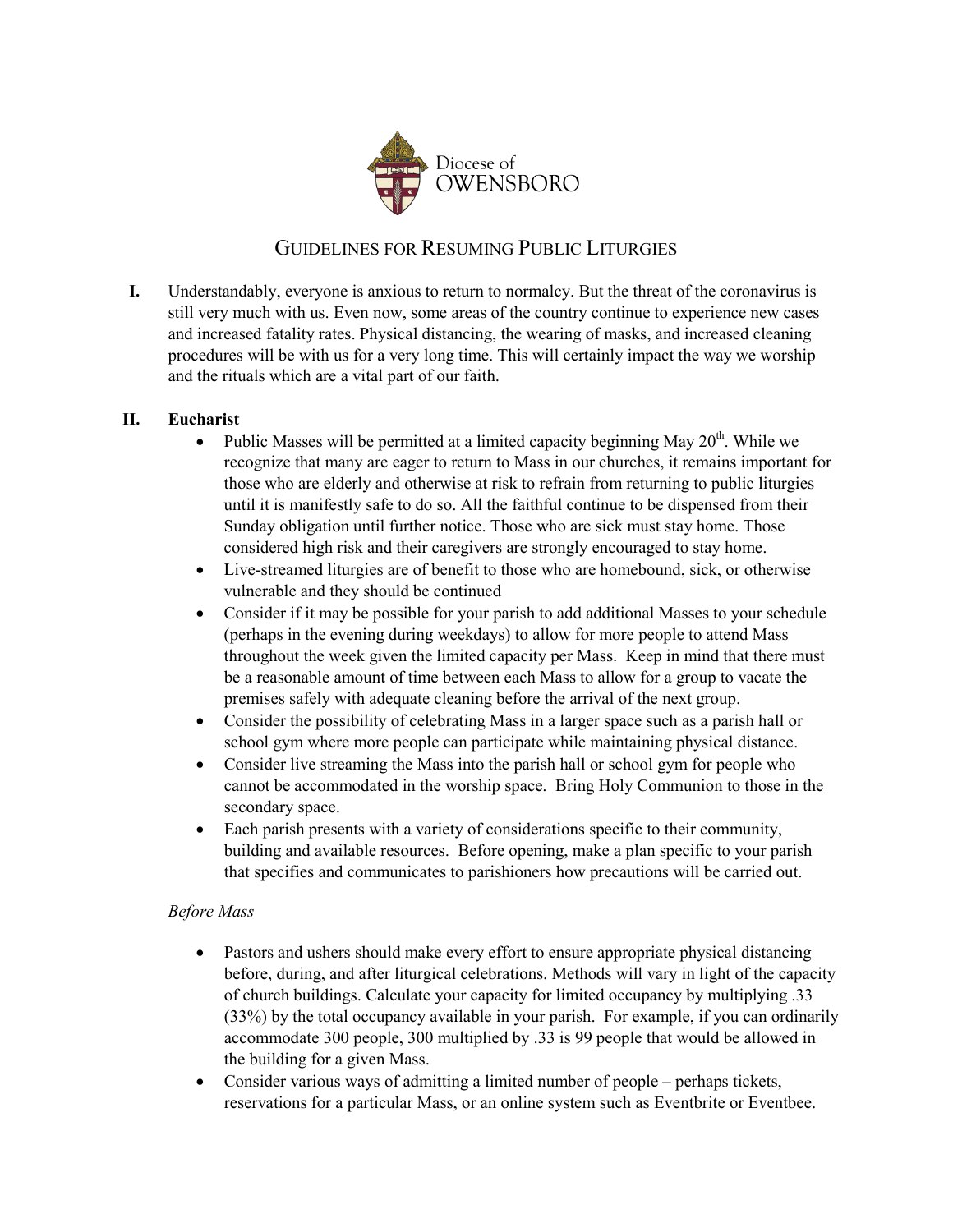Diocese of OWENSBORO

# Guidelines for Resuming Public Liturgies

**I.** Understandably, everyone is anxious to return to normalcy. But the threat of the coronavirus is still very much with us. Even now, some areas of the country continue to experience new cases and increased fatality rates. Physical distancing, the wearing of masks, and increased cleaning procedures will be with us for a very long time. This will certainly impact the way we worship and the rituals which are a vital part of our faith.

## II. Eucharist

- Public Masses will be permitted at a limited capacity beginning May 20th. While we recognize that many are eager to return to Mass in our churches, it remains important for those who are elderly and otherwise at risk to refrain from returning to public liturgies until it is manifestly safe to do so. All the faithful continue to be dispensed from their Sunday obligation until further notice. Those who are sick must stay home. Those considered high risk and their caregivers are strongly encouraged to stay home.
- Live-streamed liturgies are of benefit to those who are homebound, sick, or otherwise vulnerable and they should be continued
- Consider if it may be possible for your parish to add additional Masses to your schedule (perhaps in the evening during weekdays) to allow for more people to attend Mass throughout the week given the limited capacity per Mass. Keep in mind that there must be a reasonable amount of time between each Mass to allow for a group to vacate the premises safely with adequate cleaning before the arrival of the next group.
- Consider the possibility of celebrating Mass in a larger space such as a parish hall or school gym where more people can participate while maintaining physical distance.
- Consider live streaming the Mass into the parish hall or school gym for people who cannot be accommodated in the worship space. Bring Holy Communion to those in the secondary space.
- Each parish presents with a variety of considerations specific to their community, building and available resources. Before opening, make a plan specific to your parish that specifies and communicates to parishioners how precautions will be carried out.

*Before Mass*

- Pastors and ushers should make every effort to ensure appropriate physical distancing before, during, and after liturgical celebrations. Methods will vary in light of the capacity of church buildings. Calculate your capacity for limited occupancy by multiplying .33 (33%) by the total occupancy available in your parish. For example, if you can ordinarily accommodate 300 people, 300 multiplied by .33 is 99 people that would be allowed in the building for a given Mass.
- Consider various ways of admitting a limited number of people – perhaps tickets, reservations for a particular Mass, or an online system such as Eventbrite or Eventbee.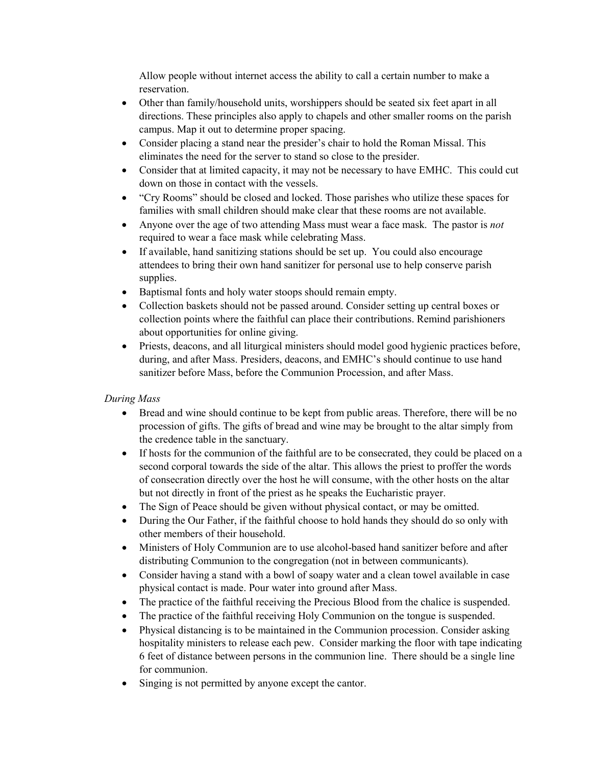Allow people without internet access the ability to call a certain number to make a reservation.

- Other than family/household units, worshippers should be seated six feet apart in all directions. These principles also apply to chapels and other smaller rooms on the parish campus. Map it out to determine proper spacing.
- Consider placing a stand near the presider's chair to hold the Roman Missal. This eliminates the need for the server to stand so close to the presider.
- Consider that at limited capacity, it may not be necessary to have EMHC. This could cut down on those in contact with the vessels.
- "Cry Rooms" should be closed and locked. Those parishes who utilize these spaces for families with small children should make clear that these rooms are not available.
- Anyone over the age of two attending Mass must wear a face mask. The pastor is *not* required to wear a face mask while celebrating Mass.
- If available, hand sanitizing stations should be set up. You could also encourage attendees to bring their own hand sanitizer for personal use to help conserve parish supplies.
- Baptismal fonts and holy water stoops should remain empty.
- Collection baskets should not be passed around. Consider setting up central boxes or collection points where the faithful can place their contributions. Remind parishioners about opportunities for online giving.
- Priests, deacons, and all liturgical ministers should model good hygienic practices before, during, and after Mass. Presiders, deacons, and EMHC's should continue to use hand sanitizer before Mass, before the Communion Procession, and after Mass.

*During Mass*

- Bread and wine should continue to be kept from public areas. Therefore, there will be no procession of gifts. The gifts of bread and wine may be brought to the altar simply from the credence table in the sanctuary.
- If hosts for the communion of the faithful are to be consecrated, they could be placed on a second corporal towards the side of the altar. This allows the priest to proffer the words of consecration directly over the host he will consume, with the other hosts on the altar but not directly in front of the priest as he speaks the Eucharistic prayer.
- The Sign of Peace should be given without physical contact, or may be omitted.
- During the Our Father, if the faithful choose to hold hands they should do so only with other members of their household.
- Ministers of Holy Communion are to use alcohol-based hand sanitizer before and after distributing Communion to the congregation (not in between communicants).
- Consider having a stand with a bowl of soapy water and a clean towel available in case physical contact is made. Pour water into ground after Mass.
- The practice of the faithful receiving the Precious Blood from the chalice is suspended.
- The practice of the faithful receiving Holy Communion on the tongue is suspended.
- Physical distancing is to be maintained in the Communion procession. Consider asking hospitality ministers to release each pew. Consider marking the floor with tape indicating 6 feet of distance between persons in the communion line. There should be a single line for communion.
- Singing is not permitted by anyone except the cantor.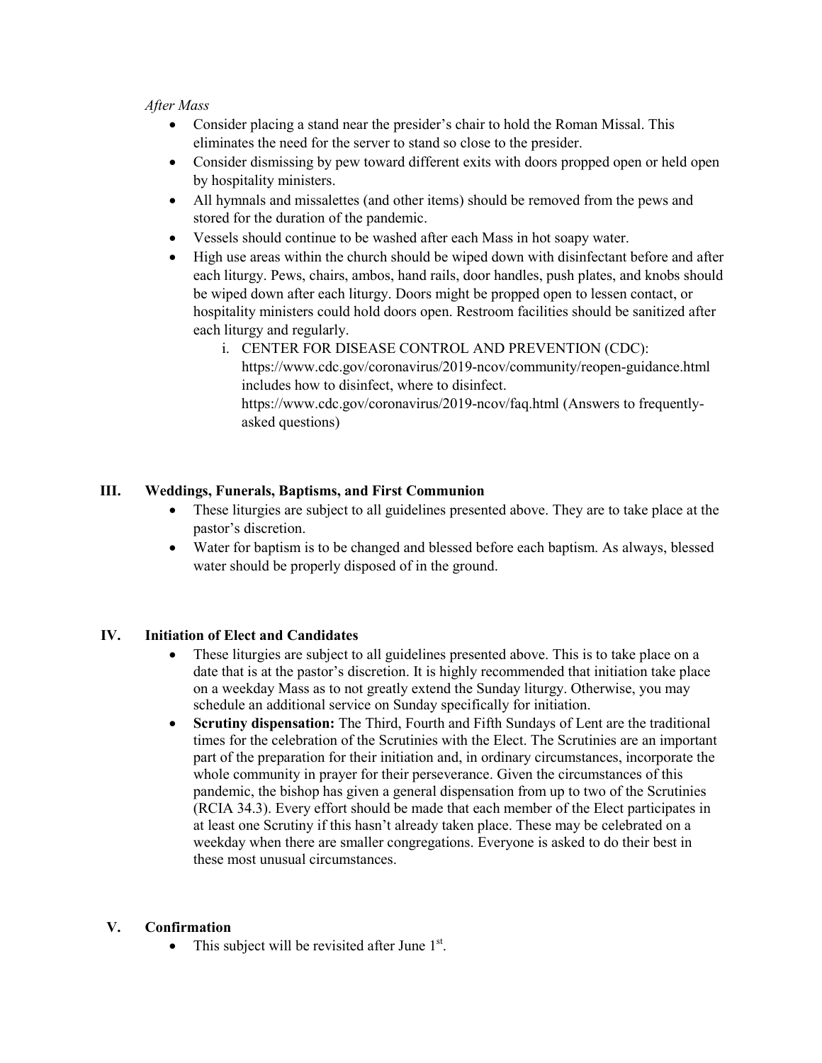*After Mass*

- Consider placing a stand near the presider's chair to hold the Roman Missal. This eliminates the need for the server to stand so close to the presider.
- Consider dismissing by pew toward different exits with doors propped open or held open by hospitality ministers.
- All hymnals and missalettes (and other items) should be removed from the pews and stored for the duration of the pandemic.
- Vessels should continue to be washed after each Mass in hot soapy water.
- High use areas within the church should be wiped down with disinfectant before and after each liturgy. Pews, chairs, ambos, hand rails, door handles, push plates, and knobs should be wiped down after each liturgy. Doors might be propped open to lessen contact, or hospitality ministers could hold doors open. Restroom facilities should be sanitized after each liturgy and regularly.
    i. CENTER FOR DISEASE CONTROL AND PREVENTION (CDC): https://www.cdc.gov/coronavirus/2019-ncov/community/reopen-guidance.html includes how to disinfect, where to disinfect. https://www.cdc.gov/coronavirus/2019-ncov/faq.html (Answers to frequently-asked questions)

## III. Weddings, Funerals, Baptisms, and First Communion

- These liturgies are subject to all guidelines presented above. They are to take place at the pastor's discretion.
- Water for baptism is to be changed and blessed before each baptism. As always, blessed water should be properly disposed of in the ground.

## IV. Initiation of Elect and Candidates

- These liturgies are subject to all guidelines presented above. This is to take place on a date that is at the pastor's discretion. It is highly recommended that initiation take place on a weekday Mass as to not greatly extend the Sunday liturgy. Otherwise, you may schedule an additional service on Sunday specifically for initiation.
- **Scrutiny dispensation:** The Third, Fourth and Fifth Sundays of Lent are the traditional times for the celebration of the Scrutinies with the Elect. The Scrutinies are an important part of the preparation for their initiation and, in ordinary circumstances, incorporate the whole community in prayer for their perseverance. Given the circumstances of this pandemic, the bishop has given a general dispensation from up to two of the Scrutinies (RCIA 34.3). Every effort should be made that each member of the Elect participates in at least one Scrutiny if this hasn't already taken place. These may be celebrated on a weekday when there are smaller congregations. Everyone is asked to do their best in these most unusual circumstances.

## V. Confirmation

- This subject will be revisited after June 1st.